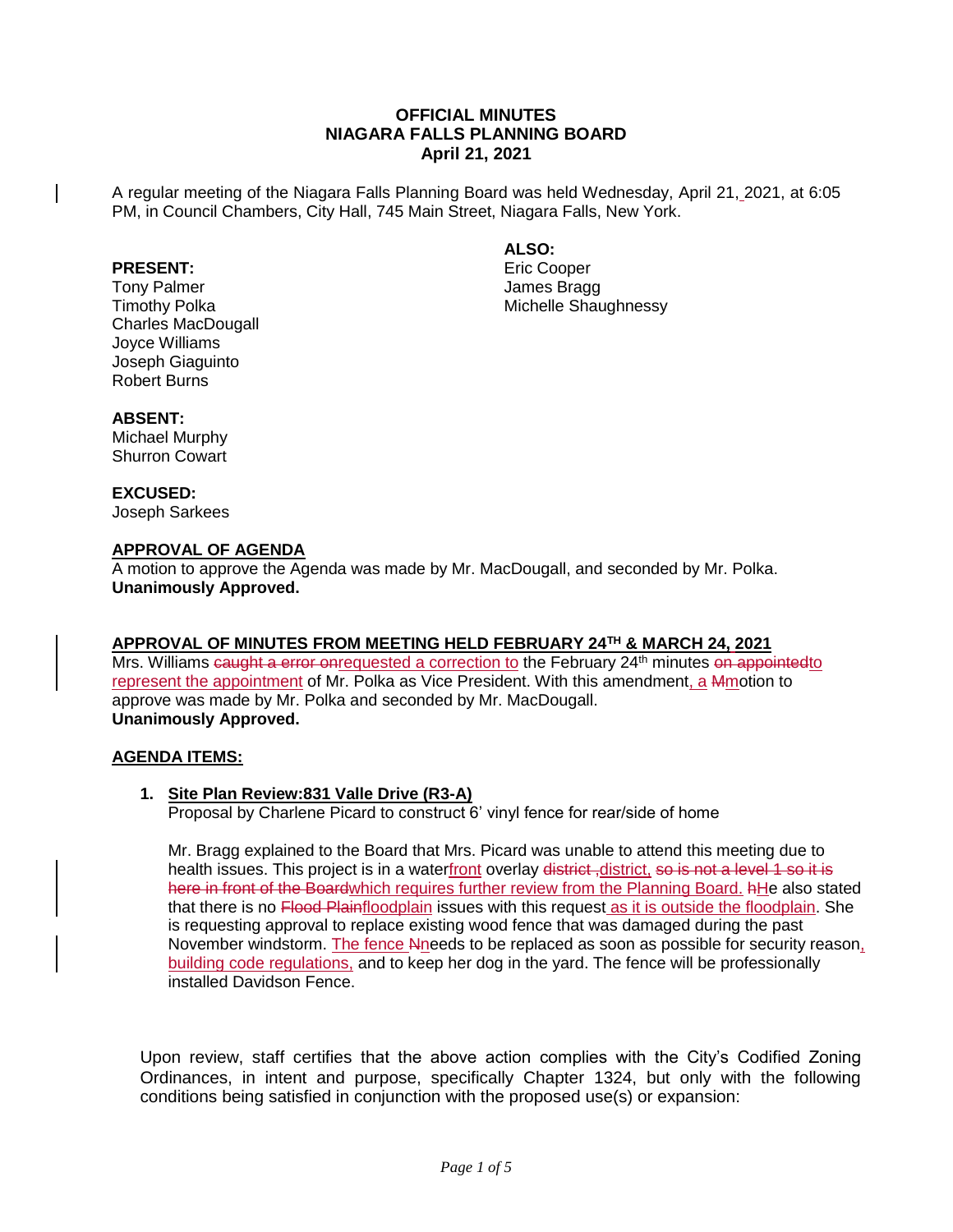**OFFICIAL MINUTES**
**NIAGARA FALLS PLANNING BOARD**
**April 21, 2021**

A regular meeting of the Niagara Falls Planning Board was held Wednesday, April 21, 2021, at 6:05 PM, in Council Chambers, City Hall, 745 Main Street, Niagara Falls, New York.

**PRESENT:**
Tony Palmer
Timothy Polka
Charles MacDougall
Joyce Williams
Joseph Giaguinto
Robert Burns

**ALSO:**
Eric Cooper
James Bragg
Michelle Shaughnessy

**ABSENT:**
Michael Murphy
Shurron Cowart

**EXCUSED:**
Joseph Sarkees

**APPROVAL OF AGENDA**
A motion to approve the Agenda was made by Mr. MacDougall, and seconded by Mr. Polka.
**Unanimously Approved.**

**APPROVAL OF MINUTES FROM MEETING HELD FEBRUARY 24TH & MARCH 24, 2021**
Mrs. Williams ~~caught a error on~~requested a correction to the February 24th minutes ~~on appointed~~to represent the appointment of Mr. Polka as Vice President. With this amendment, a ~~M~~motion to approve was made by Mr. Polka and seconded by Mr. MacDougall.
**Unanimously Approved.**

**AGENDA ITEMS:**

1. **Site Plan Review:831 Valle Drive (R3-A)**
   Proposal by Charlene Picard to construct 6' vinyl fence for rear/side of home

   Mr. Bragg explained to the Board that Mrs. Picard was unable to attend this meeting due to health issues. This project is in a waterfront overlay ~~district ,~~district, ~~so is not a level 1 so it is here in front of the Board~~which requires further review from the Planning Board. ~~h~~He also stated that there is no ~~Flood Plain~~floodplain issues with this request as it is outside the floodplain. She is requesting approval to replace existing wood fence that was damaged during the past November windstorm. The fence ~~N~~needs to be replaced as soon as possible for security reason, building code regulations, and to keep her dog in the yard. The fence will be professionally installed Davidson Fence.

Upon review, staff certifies that the above action complies with the City's Codified Zoning Ordinances, in intent and purpose, specifically Chapter 1324, but only with the following conditions being satisfied in conjunction with the proposed use(s) or expansion: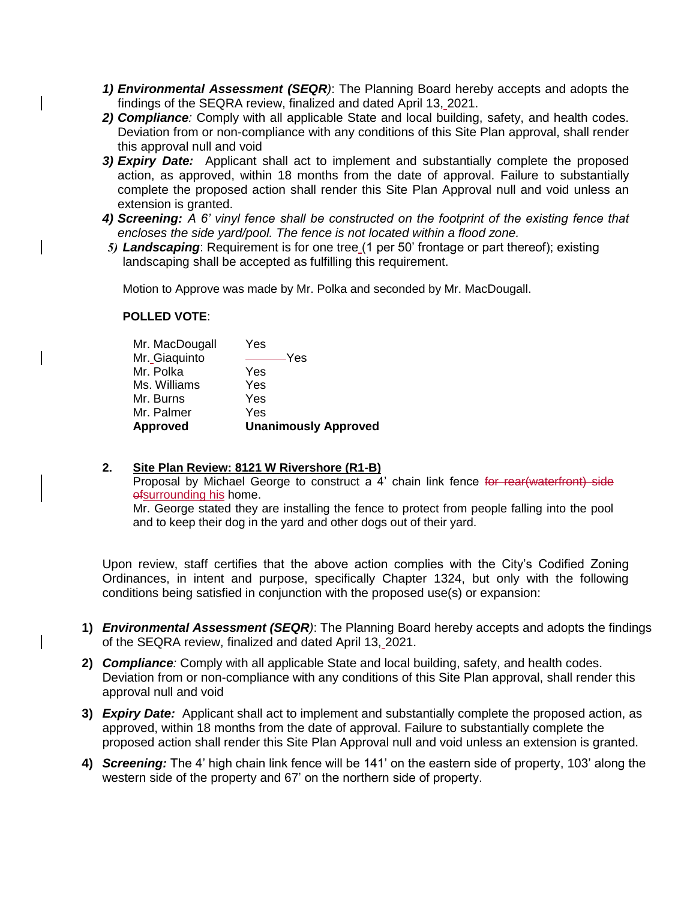1) ***Environmental Assessment (SEQR)***: The Planning Board hereby accepts and adopts the findings of the SEQRA review, finalized and dated April 13, 2021.
2) ***Compliance:*** Comply with all applicable State and local building, safety, and health codes. Deviation from or non-compliance with any conditions of this Site Plan approval, shall render this approval null and void
3) ***Expiry Date:*** Applicant shall act to implement and substantially complete the proposed action, as approved, within 18 months from the date of approval. Failure to substantially complete the proposed action shall render this Site Plan Approval null and void unless an extension is granted.
4) ***Screening:*** *A 6' vinyl fence shall be constructed on the footprint of the existing fence that encloses the side yard/pool. The fence is not located within a flood zone.*
5) ***Landscaping***: Requirement is for one tree (1 per 50' frontage or part thereof); existing landscaping shall be accepted as fulfilling this requirement.

Motion to Approve was made by Mr. Polka and seconded by Mr. MacDougall.

**POLLED VOTE**:

| | |
|---|---|
| Mr. MacDougall | Yes |
| Mr. Giaquinto | Yes |
| Mr. Polka | Yes |
| Ms. Williams | Yes |
| Mr. Burns | Yes |
| Mr. Palmer | Yes |
| **Approved** | **Unanimously Approved** |

**2. Site Plan Review: 8121 W Rivershore (R1-B)**

Proposal by Michael George to construct a 4' chain link fence ~~for rear(waterfront) side of~~surrounding his home.

Mr. George stated they are installing the fence to protect from people falling into the pool and to keep their dog in the yard and other dogs out of their yard.

Upon review, staff certifies that the above action complies with the City's Codified Zoning Ordinances, in intent and purpose, specifically Chapter 1324, but only with the following conditions being satisfied in conjunction with the proposed use(s) or expansion:

1) ***Environmental Assessment (SEQR)***: The Planning Board hereby accepts and adopts the findings of the SEQRA review, finalized and dated April 13, 2021.
2) ***Compliance:*** Comply with all applicable State and local building, safety, and health codes. Deviation from or non-compliance with any conditions of this Site Plan approval, shall render this approval null and void
3) ***Expiry Date:*** Applicant shall act to implement and substantially complete the proposed action, as approved, within 18 months from the date of approval. Failure to substantially complete the proposed action shall render this Site Plan Approval null and void unless an extension is granted.
4) ***Screening:*** The 4' high chain link fence will be 141' on the eastern side of property, 103' along the western side of the property and 67' on the northern side of property.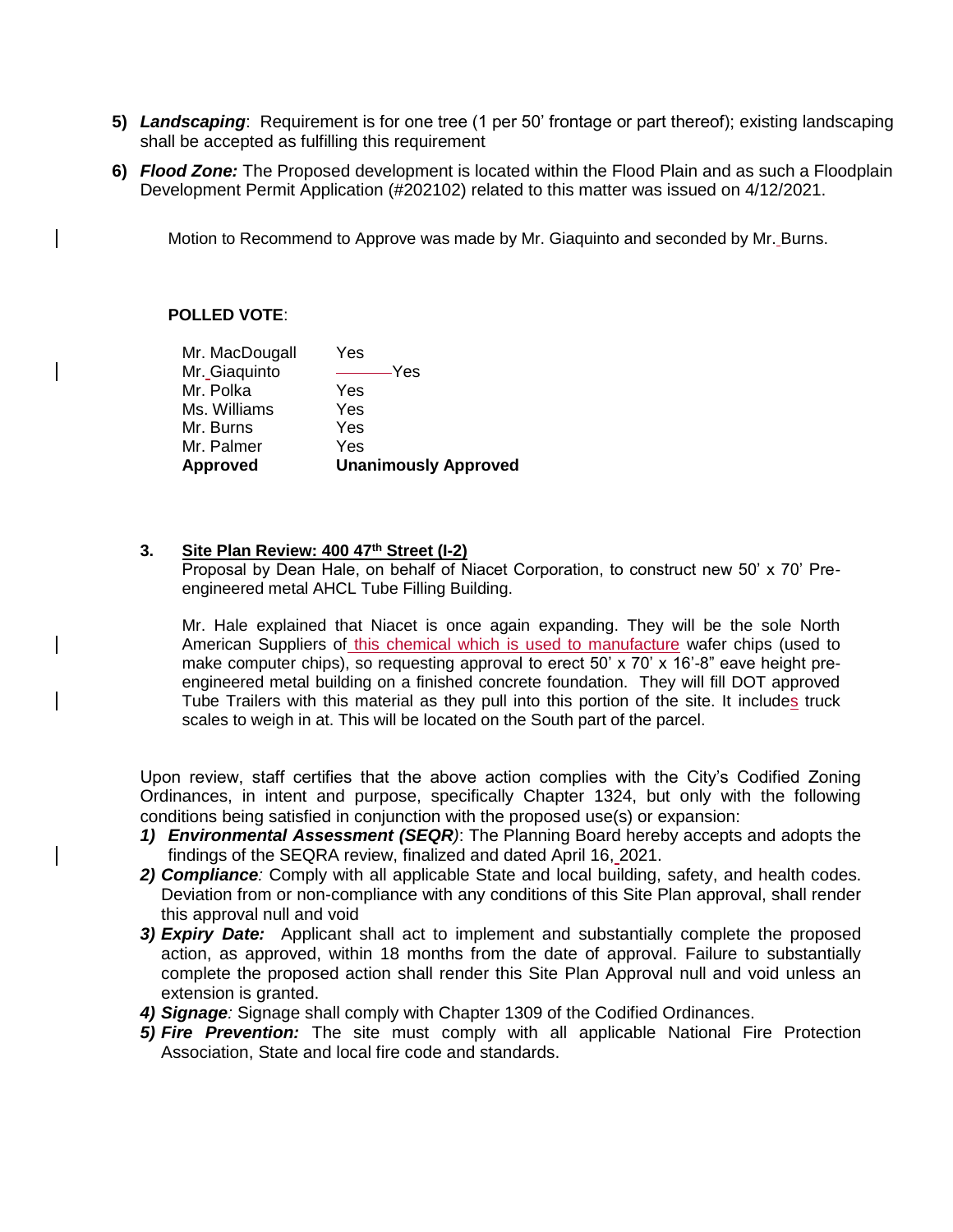5) ***Landscaping***: Requirement is for one tree (1 per 50' frontage or part thereof); existing landscaping shall be accepted as fulfilling this requirement
6) ***Flood Zone:*** The Proposed development is located within the Flood Plain and as such a Floodplain Development Permit Application (#202102) related to this matter was issued on 4/12/2021.

Motion to Recommend to Approve was made by Mr. Giaquinto and seconded by Mr. Burns.

**POLLED VOTE**:

| | |
|---|---|
| Mr. MacDougall | Yes |
| Mr. Giaquinto | Yes |
| Mr. Polka | Yes |
| Ms. Williams | Yes |
| Mr. Burns | Yes |
| Mr. Palmer | Yes |
| **Approved** | **Unanimously Approved** |

**3. Site Plan Review: 400 47th Street (I-2)**

Proposal by Dean Hale, on behalf of Niacet Corporation, to construct new 50' x 70' Pre-engineered metal AHCL Tube Filling Building.

Mr. Hale explained that Niacet is once again expanding. They will be the sole North American Suppliers of this chemical which is used to manufacture wafer chips (used to make computer chips), so requesting approval to erect 50' x 70' x 16'-8" eave height pre-engineered metal building on a finished concrete foundation. They will fill DOT approved Tube Trailers with this material as they pull into this portion of the site. It includes truck scales to weigh in at. This will be located on the South part of the parcel.

Upon review, staff certifies that the above action complies with the City's Codified Zoning Ordinances, in intent and purpose, specifically Chapter 1324, but only with the following conditions being satisfied in conjunction with the proposed use(s) or expansion:

1) ***Environmental Assessment (SEQR)***: The Planning Board hereby accepts and adopts the findings of the SEQRA review, finalized and dated April 16, 2021.
2) ***Compliance***: Comply with all applicable State and local building, safety, and health codes. Deviation from or non-compliance with any conditions of this Site Plan approval, shall render this approval null and void
3) ***Expiry Date:*** Applicant shall act to implement and substantially complete the proposed action, as approved, within 18 months from the date of approval. Failure to substantially complete the proposed action shall render this Site Plan Approval null and void unless an extension is granted.
4) ***Signage***: Signage shall comply with Chapter 1309 of the Codified Ordinances.
5) ***Fire Prevention:*** The site must comply with all applicable National Fire Protection Association, State and local fire code and standards.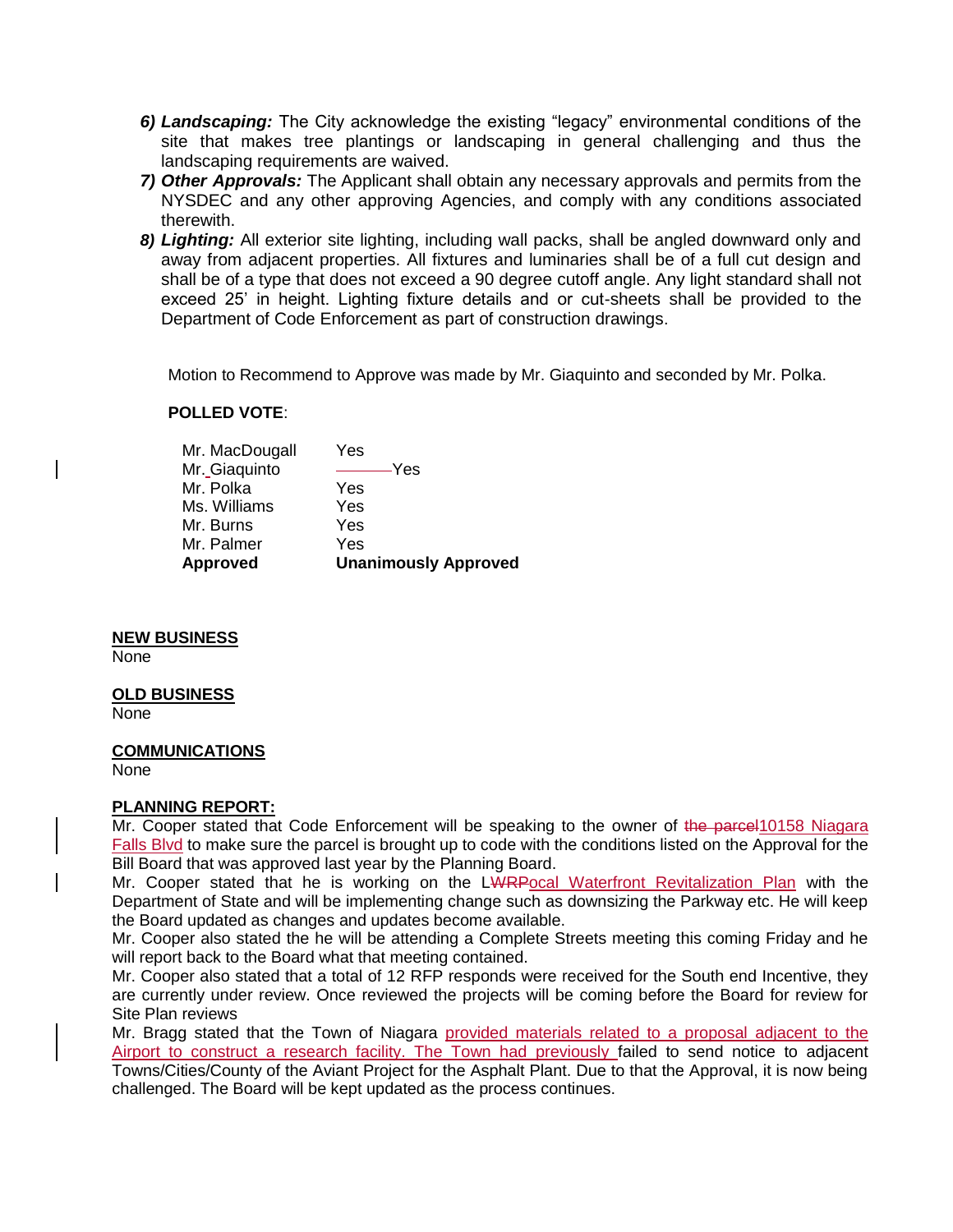6) ***Landscaping:*** The City acknowledge the existing "legacy" environmental conditions of the site that makes tree plantings or landscaping in general challenging and thus the landscaping requirements are waived.

7) ***Other Approvals:*** The Applicant shall obtain any necessary approvals and permits from the NYSDEC and any other approving Agencies, and comply with any conditions associated therewith.

8) ***Lighting:*** All exterior site lighting, including wall packs, shall be angled downward only and away from adjacent properties. All fixtures and luminaries shall be of a full cut design and shall be of a type that does not exceed a 90 degree cutoff angle. Any light standard shall not exceed 25' in height. Lighting fixture details and or cut-sheets shall be provided to the Department of Code Enforcement as part of construction drawings.

Motion to Recommend to Approve was made by Mr. Giaquinto and seconded by Mr. Polka.

**POLLED VOTE**:

| | |
|---|---|
| Mr. MacDougall | Yes |
| Mr. Giaquinto | Yes |
| Mr. Polka | Yes |
| Ms. Williams | Yes |
| Mr. Burns | Yes |
| Mr. Palmer | Yes |
| **Approved** | **Unanimously Approved** |

**NEW BUSINESS**

None

**OLD BUSINESS**

None

**COMMUNICATIONS**

None

**PLANNING REPORT:**

Mr. Cooper stated that Code Enforcement will be speaking to the owner of ~~the parcel~~10158 Niagara Falls Blvd to make sure the parcel is brought up to code with the conditions listed on the Approval for the Bill Board that was approved last year by the Planning Board.

Mr. Cooper stated that he is working on the L~~WRP~~ocal Waterfront Revitalization Plan with the Department of State and will be implementing change such as downsizing the Parkway etc. He will keep the Board updated as changes and updates become available.

Mr. Cooper also stated the he will be attending a Complete Streets meeting this coming Friday and he will report back to the Board what that meeting contained.

Mr. Cooper also stated that a total of 12 RFP responds were received for the South end Incentive, they are currently under review. Once reviewed the projects will be coming before the Board for review for Site Plan reviews

Mr. Bragg stated that the Town of Niagara provided materials related to a proposal adjacent to the Airport to construct a research facility. The Town had previously failed to send notice to adjacent Towns/Cities/County of the Aviant Project for the Asphalt Plant. Due to that the Approval, it is now being challenged. The Board will be kept updated as the process continues.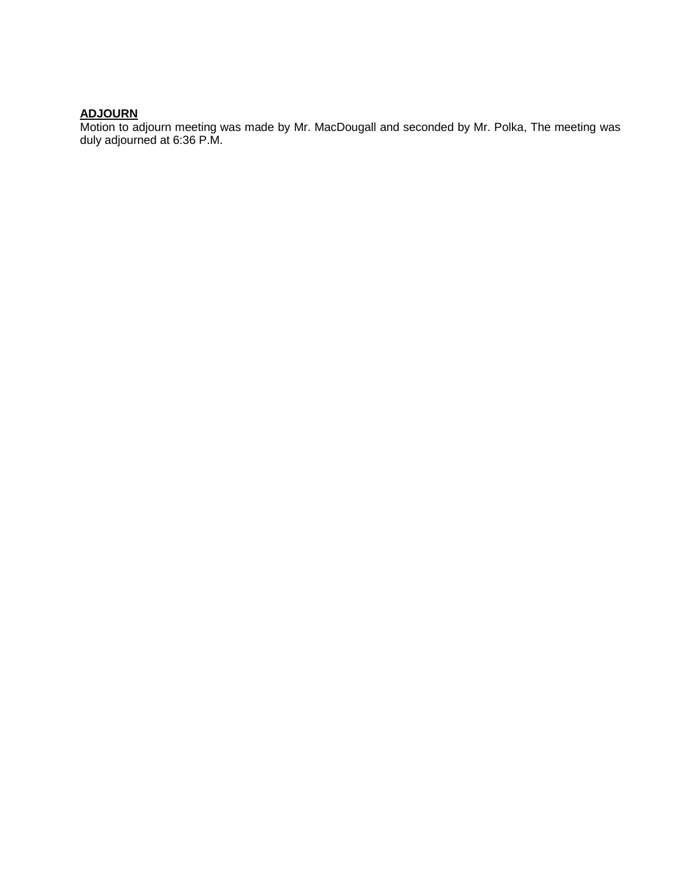**ADJOURN**

Motion to adjourn meeting was made by Mr. MacDougall and seconded by Mr. Polka, The meeting was duly adjourned at 6:36 P.M.